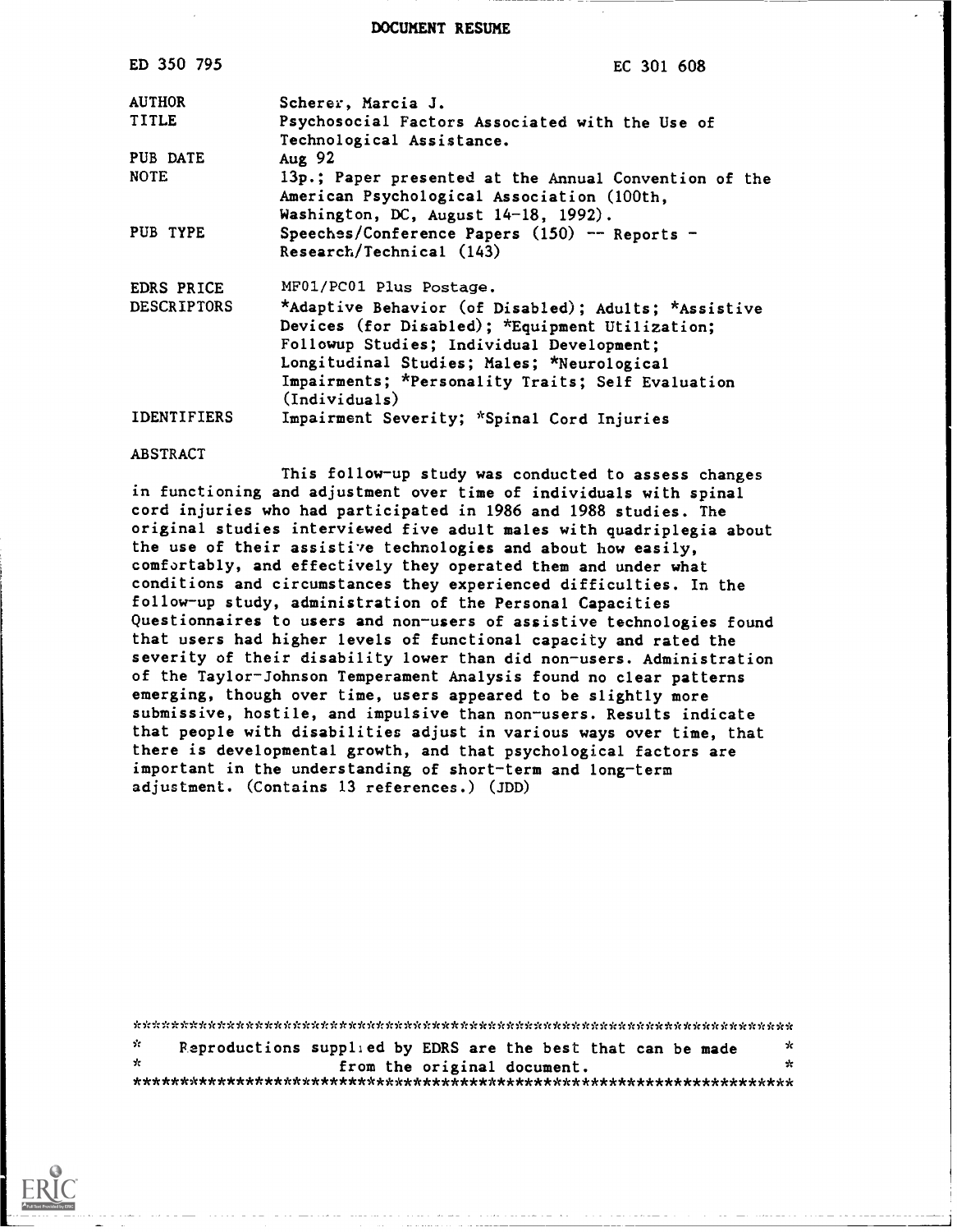DOCUMENT RESUME

| | |
|---|---|
| ED 350 795 | EC 301 608 |
| AUTHOR | Scherer, Marcia J. |
| TITLE | Psychosocial Factors Associated with the Use of Technological Assistance. |
| PUB DATE | Aug 92 |
| NOTE | 13p.; Paper presented at the Annual Convention of the American Psychological Association (100th, Washington, DC, August 14-18, 1992). |
| PUB TYPE | Speeches/Conference Papers (150) -- Reports - Research/Technical (143) |
| EDRS PRICE | MF01/PC01 Plus Postage. |
| DESCRIPTORS | *Adaptive Behavior (of Disabled); Adults; *Assistive Devices (for Disabled); *Equipment Utilization; Followup Studies; Individual Development; Longitudinal Studies; Males; *Neurological Impairments; *Personality Traits; Self Evaluation (Individuals) |
| IDENTIFIERS | Impairment Severity; *Spinal Cord Injuries |

ABSTRACT

This follow-up study was conducted to assess changes in functioning and adjustment over time of individuals with spinal cord injuries who had participated in 1986 and 1988 studies. The original studies interviewed five adult males with quadriplegia about the use of their assistive technologies and about how easily, comfortably, and effectively they operated them and under what conditions and circumstances they experienced difficulties. In the follow-up study, administration of the Personal Capacities Questionnaires to users and non-users of assistive technologies found that users had higher levels of functional capacity and rated the severity of their disability lower than did non-users. Administration of the Taylor-Johnson Temperament Analysis found no clear patterns emerging, though over time, users appeared to be slightly more submissive, hostile, and impulsive than non-users. Results indicate that people with disabilities adjust in various ways over time, that there is developmental growth, and that psychological factors are important in the understanding of short-term and long-term adjustment. (Contains 13 references.) (JDD)

***********************************************************************
* Reproductions supplied by EDRS are the best that can be made *
* from the original document. *
***********************************************************************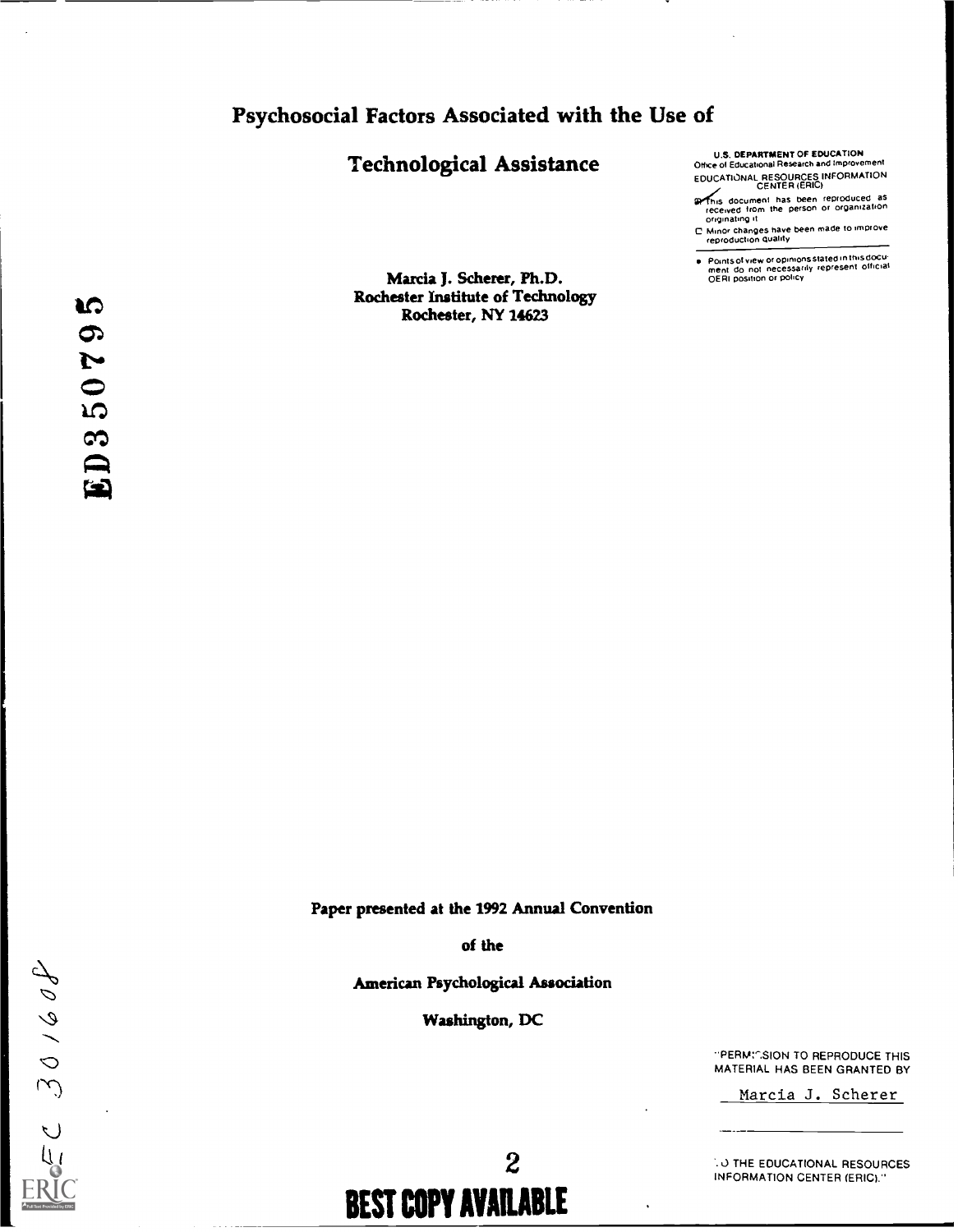# Psychosocial Factors Associated with the Use of

# Technological Assistance

U.S. DEPARTMENT OF EDUCATION
Office of Educational Research and Improvement
EDUCATIONAL RESOURCES INFORMATION CENTER (ERIC)

This document has been reproduced as received from the person or organization originating it

Minor changes have been made to improve reproduction quality

Points of view or opinions stated in this document do not necessarily represent official OERI position or policy

**Marcia J. Scherer, Ph.D.**
**Rochester Institute of Technology**
**Rochester, NY 14623**

ED350795

**Paper presented at the 1992 Annual Convention**

**of the**

**American Psychological Association**

**Washington, DC**

"PERMISSION TO REPRODUCE THIS MATERIAL HAS BEEN GRANTED BY

Marcia J. Scherer

TO THE EDUCATIONAL RESOURCES INFORMATION CENTER (ERIC)."

EC 301608

BEST COPY AVAILABLE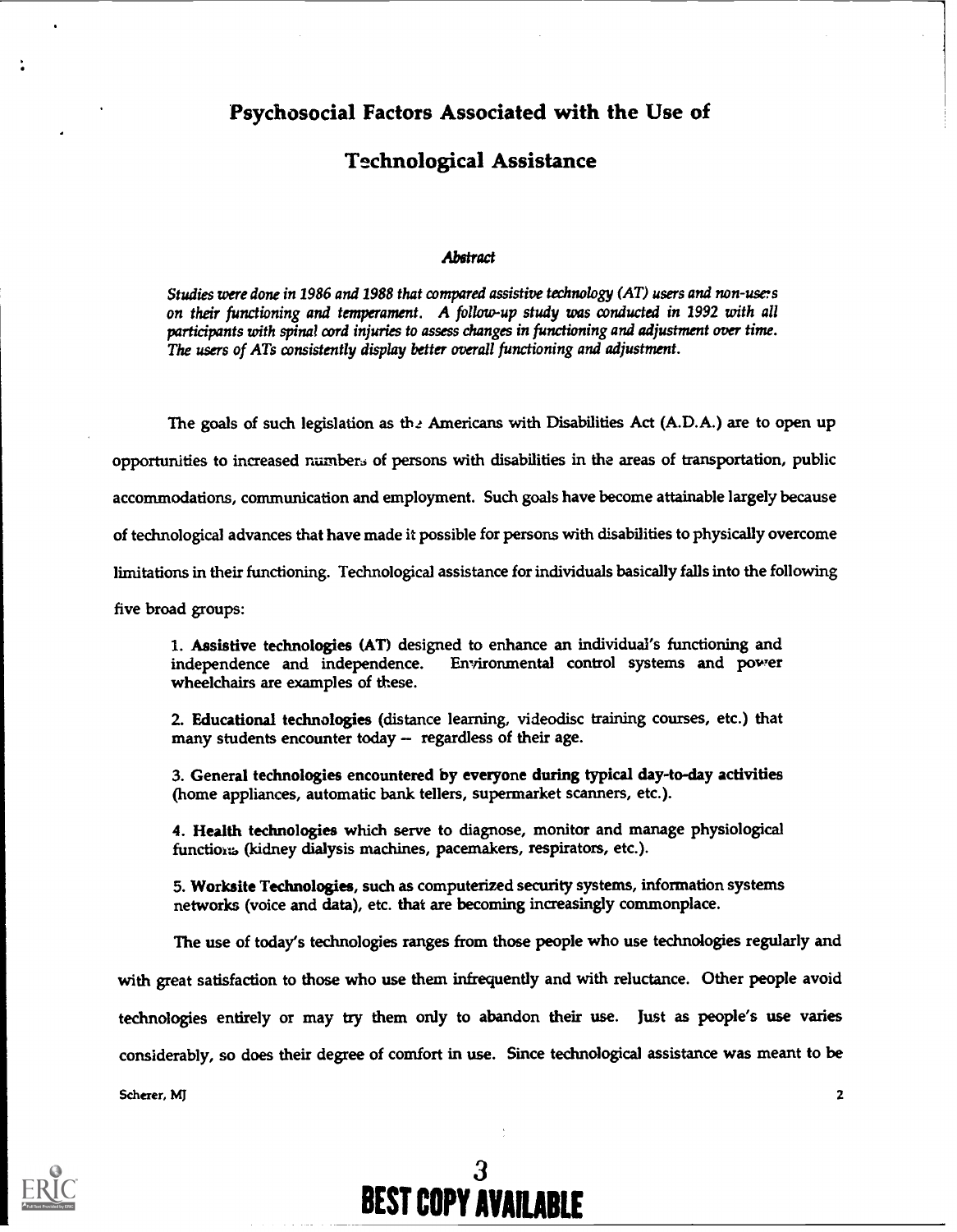# Psychosocial Factors Associated with the Use of Technological Assistance

### *Abstract*

*Studies were done in 1986 and 1988 that compared assistive technology (AT) users and non-users on their functioning and temperament. A follow-up study was conducted in 1992 with all participants with spinal cord injuries to assess changes in functioning and adjustment over time. The users of ATs consistently display better overall functioning and adjustment.*

The goals of such legislation as the Americans with Disabilities Act (A.D.A.) are to open up opportunities to increased numbers of persons with disabilities in the areas of transportation, public accommodations, communication and employment. Such goals have become attainable largely because of technological advances that have made it possible for persons with disabilities to physically overcome limitations in their functioning. Technological assistance for individuals basically falls into the following five broad groups:

1. **Assistive technologies (AT)** designed to enhance an individual's functioning and independence and independence. Environmental control systems and power wheelchairs are examples of these.

2. **Educational technologies** (distance learning, videodisc training courses, etc.) that many students encounter today -- regardless of their age.

3. **General technologies encountered by everyone during typical day-to-day activities** (home appliances, automatic bank tellers, supermarket scanners, etc.).

4. **Health technologies** which serve to diagnose, monitor and manage physiological functions (kidney dialysis machines, pacemakers, respirators, etc.).

5. **Worksite Technologies**, such as computerized security systems, information systems networks (voice and data), etc. that are becoming increasingly commonplace.

The use of today's technologies ranges from those people who use technologies regularly and with great satisfaction to those who use them infrequently and with reluctance. Other people avoid technologies entirely or may try them only to abandon their use. Just as people's use varies considerably, so does their degree of comfort in use. Since technological assistance was meant to be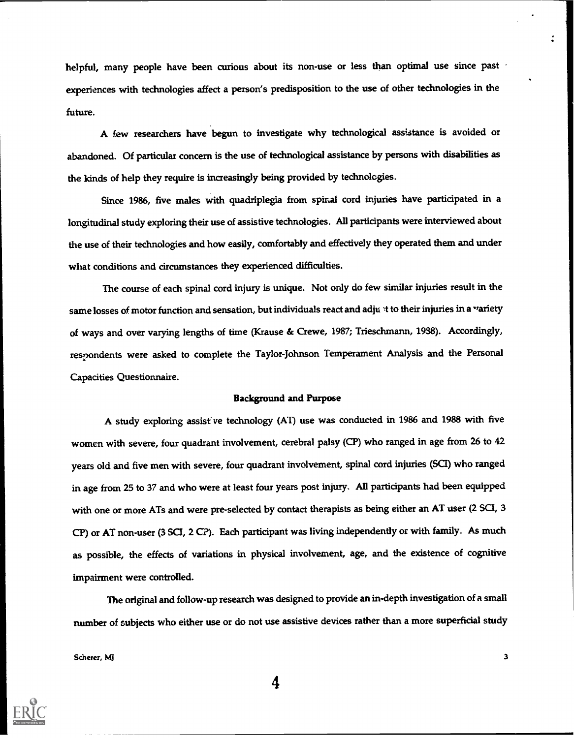helpful, many people have been curious about its non-use or less than optimal use since past experiences with technologies affect a person's predisposition to the use of other technologies in the future.

A few researchers have begun to investigate why technological assistance is avoided or abandoned. Of particular concern is the use of technological assistance by persons with disabilities as the kinds of help they require is increasingly being provided by technologies.

Since 1986, five males with quadriplegia from spinal cord injuries have participated in a longitudinal study exploring their use of assistive technologies. All participants were interviewed about the use of their technologies and how easily, comfortably and effectively they operated them and under what conditions and circumstances they experienced difficulties.

The course of each spinal cord injury is unique. Not only do few similar injuries result in the same losses of motor function and sensation, but individuals react and adjust to their injuries in a variety of ways and over varying lengths of time (Krause & Crewe, 1987; Trieschmann, 1988). Accordingly, respondents were asked to complete the Taylor-Johnson Temperament Analysis and the Personal Capacities Questionnaire.

## Background and Purpose

A study exploring assistive technology (AT) use was conducted in 1986 and 1988 with five women with severe, four quadrant involvement, cerebral palsy (CP) who ranged in age from 26 to 42 years old and five men with severe, four quadrant involvement, spinal cord injuries (SCI) who ranged in age from 25 to 37 and who were at least four years post injury. All participants had been equipped with one or more ATs and were pre-selected by contact therapists as being either an AT user (2 SCI, 3 CP) or AT non-user (3 SCI, 2 CP). Each participant was living independently or with family. As much as possible, the effects of variations in physical involvement, age, and the existence of cognitive impairment were controlled.

The original and follow-up research was designed to provide an in-depth investigation of a small number of subjects who either use or do not use assistive devices rather than a more superficial study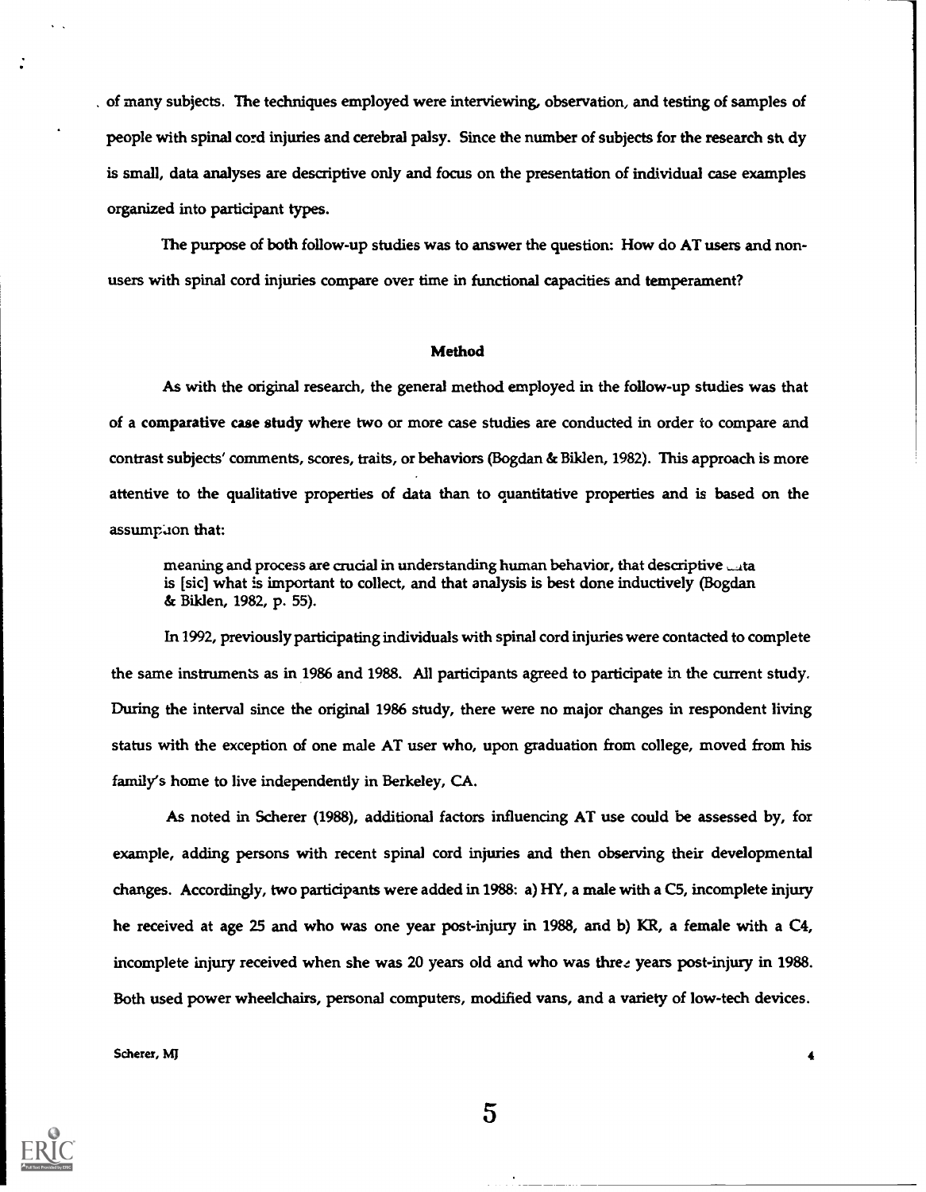of many subjects. The techniques employed were interviewing, observation, and testing of samples of people with spinal cord injuries and cerebral palsy. Since the number of subjects for the research study is small, data analyses are descriptive only and focus on the presentation of individual case examples organized into participant types.

The purpose of both follow-up studies was to answer the question: How do AT users and non-users with spinal cord injuries compare over time in functional capacities and temperament?

## Method

As with the original research, the general method employed in the follow-up studies was that of a **comparative case study** where two or more case studies are conducted in order to compare and contrast subjects' comments, scores, traits, or behaviors (Bogdan & Biklen, 1982). This approach is more attentive to the qualitative properties of data than to quantitative properties and is based on the assumption that:

> meaning and process are crucial in understanding human behavior, that descriptive data is [sic] what is important to collect, and that analysis is best done inductively (Bogdan & Biklen, 1982, p. 55).

In 1992, previously participating individuals with spinal cord injuries were contacted to complete the same instruments as in 1986 and 1988. All participants agreed to participate in the current study. During the interval since the original 1986 study, there were no major changes in respondent living status with the exception of one male AT user who, upon graduation from college, moved from his family's home to live independently in Berkeley, CA.

As noted in Scherer (1988), additional factors influencing AT use could be assessed by, for example, adding persons with recent spinal cord injuries and then observing their developmental changes. Accordingly, two participants were added in 1988: a) HY, a male with a C5, incomplete injury he received at age 25 and who was one year post-injury in 1988, and b) KR, a female with a C4, incomplete injury received when she was 20 years old and who was three years post-injury in 1988. Both used power wheelchairs, personal computers, modified vans, and a variety of low-tech devices.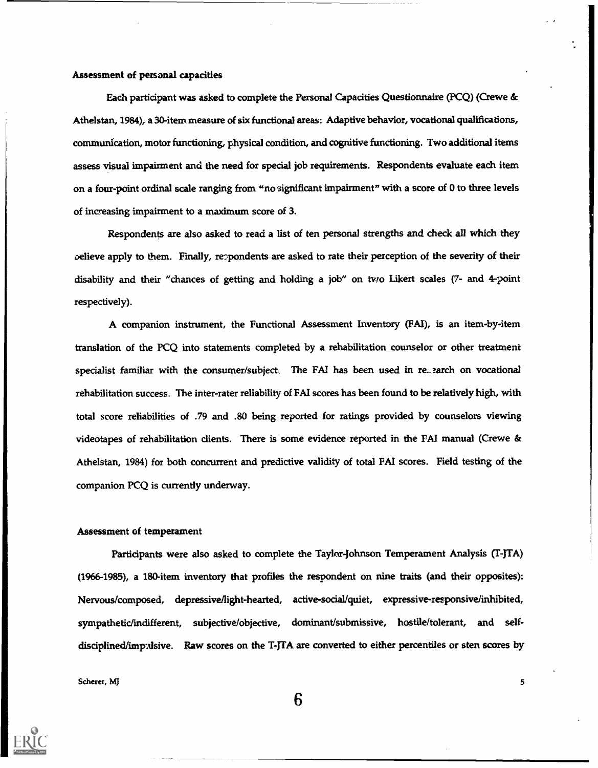#### Assessment of personal capacities

Each participant was asked to complete the Personal Capacities Questionnaire (PCQ) (Crewe & Athelstan, 1984), a 30-item measure of six functional areas: Adaptive behavior, vocational qualifications, communication, motor functioning, physical condition, and cognitive functioning. Two additional items assess visual impairment and the need for special job requirements. Respondents evaluate each item on a four-point ordinal scale ranging from "no significant impairment" with a score of 0 to three levels of increasing impairment to a maximum score of 3.

Respondents are also asked to read a list of ten personal strengths and check all which they believe apply to them. Finally, respondents are asked to rate their perception of the severity of their disability and their "chances of getting and holding a job" on two Likert scales (7- and 4-point respectively).

A companion instrument, the Functional Assessment Inventory (FAI), is an item-by-item translation of the PCQ into statements completed by a rehabilitation counselor or other treatment specialist familiar with the consumer/subject. The FAI has been used in research on vocational rehabilitation success. The inter-rater reliability of FAI scores has been found to be relatively high, with total score reliabilities of .79 and .80 being reported for ratings provided by counselors viewing videotapes of rehabilitation clients. There is some evidence reported in the FAI manual (Crewe & Athelstan, 1984) for both concurrent and predictive validity of total FAI scores. Field testing of the companion PCQ is currently underway.

#### Assessment of temperament

Participants were also asked to complete the Taylor-Johnson Temperament Analysis (T-JTA) (1966-1985), a 180-item inventory that profiles the respondent on nine traits (and their opposites): Nervous/composed, depressive/light-hearted, active-social/quiet, expressive-responsive/inhibited, sympathetic/indifferent, subjective/objective, dominant/submissive, hostile/tolerant, and self-disciplined/impulsive. Raw scores on the T-JTA are converted to either percentiles or sten scores by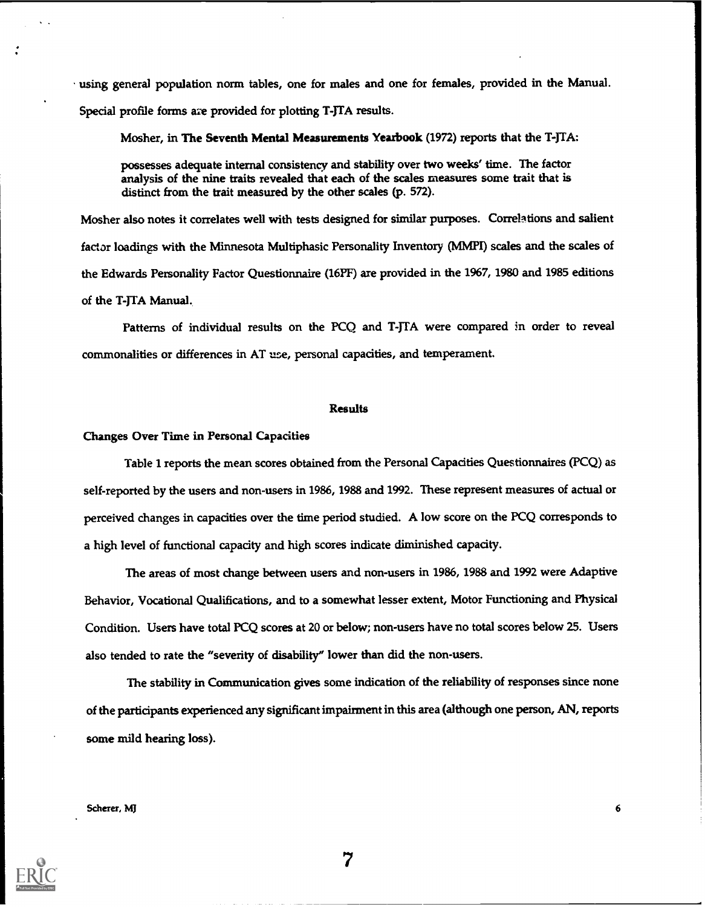using general population norm tables, one for males and one for females, provided in the Manual. Special profile forms are provided for plotting T-JTA results.

Mosher, in **The Seventh Mental Measurements Yearbook** (1972) reports that the T-JTA:

> possesses adequate internal consistency and stability over two weeks' time. The factor analysis of the nine traits revealed that each of the scales measures some trait that is distinct from the trait measured by the other scales (p. 572).

Mosher also notes it correlates well with tests designed for similar purposes. Correlations and salient factor loadings with the Minnesota Multiphasic Personality Inventory (MMPI) scales and the scales of the Edwards Personality Factor Questionnaire (16PF) are provided in the 1967, 1980 and 1985 editions of the T-JTA Manual.

Patterns of individual results on the PCQ and T-JTA were compared in order to reveal commonalities or differences in AT use, personal capacities, and temperament.

## Results

### Changes Over Time in Personal Capacities

Table 1 reports the mean scores obtained from the Personal Capacities Questionnaires (PCQ) as self-reported by the users and non-users in 1986, 1988 and 1992. These represent measures of actual or perceived changes in capacities over the time period studied. A low score on the PCQ corresponds to a high level of functional capacity and high scores indicate diminished capacity.

The areas of most change between users and non-users in 1986, 1988 and 1992 were Adaptive Behavior, Vocational Qualifications, and to a somewhat lesser extent, Motor Functioning and Physical Condition. Users have total PCQ scores at 20 or below; non-users have no total scores below 25. Users also tended to rate the "severity of disability" lower than did the non-users.

The stability in Communication gives some indication of the reliability of responses since none of the participants experienced any significant impairment in this area (although one person, AN, reports some mild hearing loss).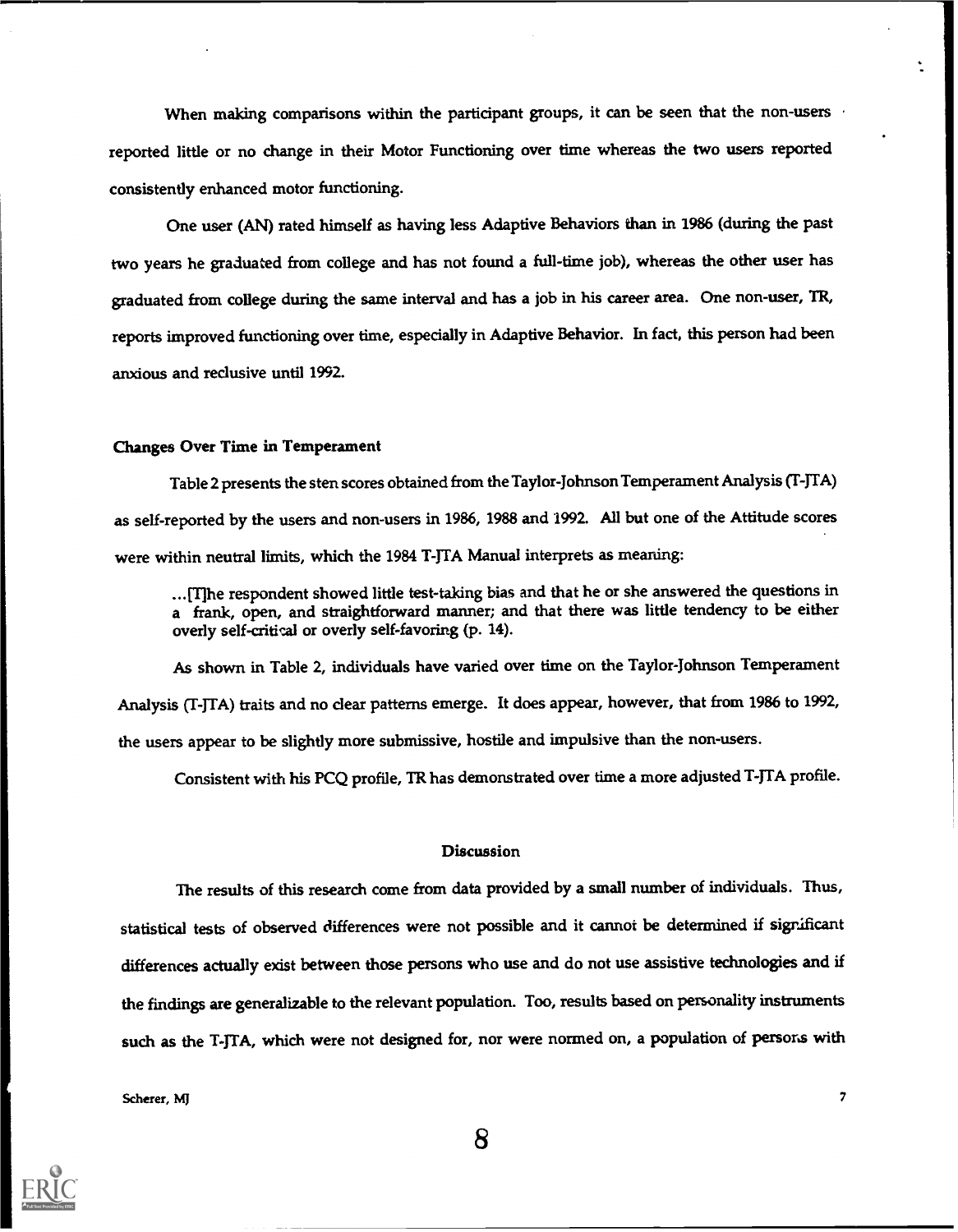When making comparisons within the participant groups, it can be seen that the non-users reported little or no change in their Motor Functioning over time whereas the two users reported consistently enhanced motor functioning.

One user (AN) rated himself as having less Adaptive Behaviors than in 1986 (during the past two years he graduated from college and has not found a full-time job), whereas the other user has graduated from college during the same interval and has a job in his career area. One non-user, TR, reports improved functioning over time, especially in Adaptive Behavior. In fact, this person had been anxious and reclusive until 1992.

### Changes Over Time in Temperament

Table 2 presents the sten scores obtained from the Taylor-Johnson Temperament Analysis (T-JTA) as self-reported by the users and non-users in 1986, 1988 and 1992. All but one of the Attitude scores were within neutral limits, which the 1984 T-JTA Manual interprets as meaning:

> ...[T]he respondent showed little test-taking bias and that he or she answered the questions in a frank, open, and straightforward manner; and that there was little tendency to be either overly self-critical or overly self-favoring (p. 14).

As shown in Table 2, individuals have varied over time on the Taylor-Johnson Temperament Analysis (T-JTA) traits and no clear patterns emerge. It does appear, however, that from 1986 to 1992, the users appear to be slightly more submissive, hostile and impulsive than the non-users.

Consistent with his PCQ profile, TR has demonstrated over time a more adjusted T-JTA profile.

## Discussion

The results of this research come from data provided by a small number of individuals. Thus, statistical tests of observed differences were not possible and it cannot be determined if significant differences actually exist between those persons who use and do not use assistive technologies and if the findings are generalizable to the relevant population. Too, results based on personality instruments such as the T-JTA, which were not designed for, nor were normed on, a population of persons with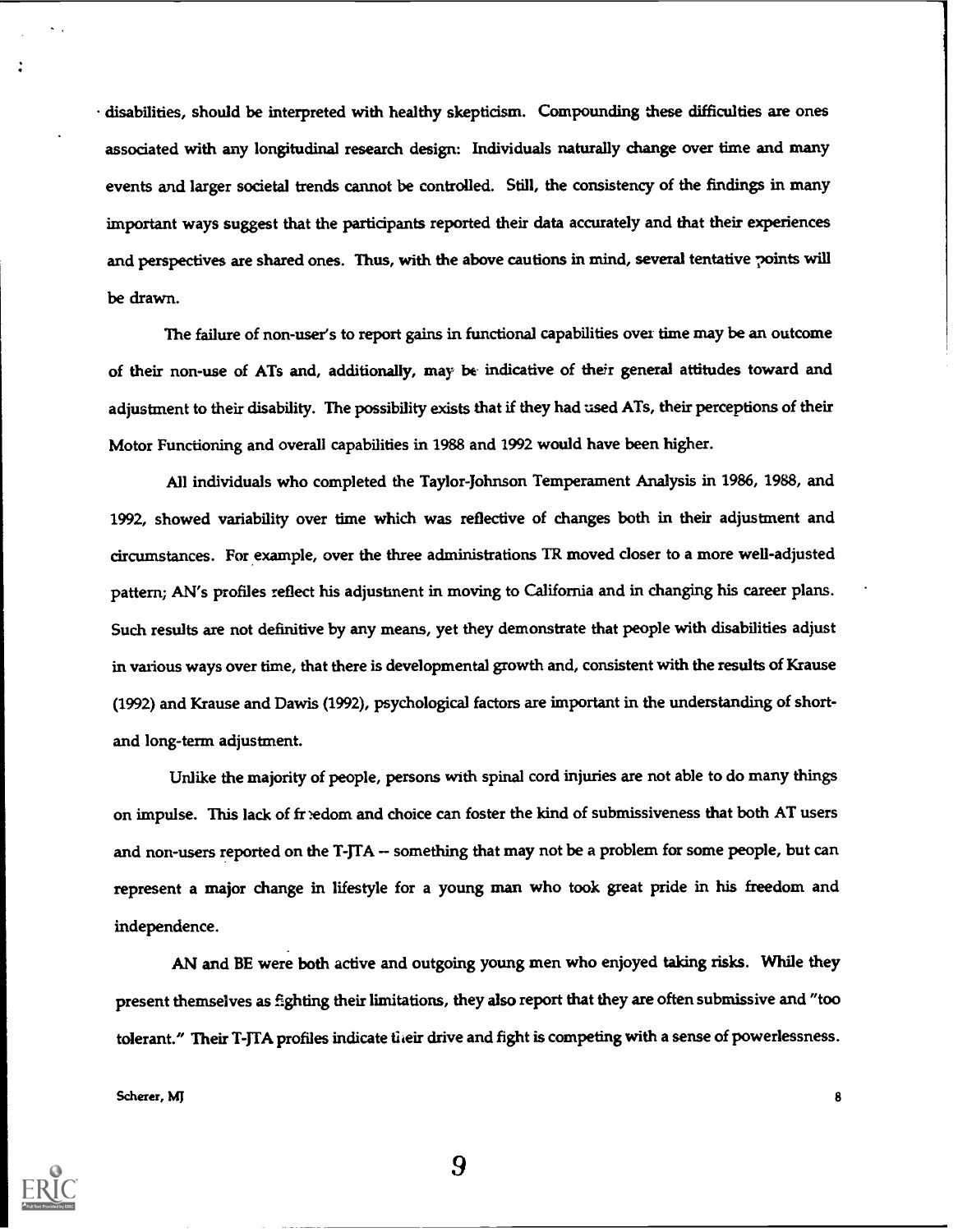disabilities, should be interpreted with healthy skepticism. Compounding these difficulties are ones associated with any longitudinal research design: Individuals naturally change over time and many events and larger societal trends cannot be controlled. Still, the consistency of the findings in many important ways suggest that the participants reported their data accurately and that their experiences and perspectives are shared ones. Thus, with the above cautions in mind, several tentative points will be drawn.

The failure of non-user's to report gains in functional capabilities over time may be an outcome of their non-use of ATs and, additionally, may be indicative of their general attitudes toward and adjustment to their disability. The possibility exists that if they had used ATs, their perceptions of their Motor Functioning and overall capabilities in 1988 and 1992 would have been higher.

All individuals who completed the Taylor-Johnson Temperament Analysis in 1986, 1988, and 1992, showed variability over time which was reflective of changes both in their adjustment and circumstances. For example, over the three administrations TR moved closer to a more well-adjusted pattern; AN's profiles reflect his adjustment in moving to California and in changing his career plans. Such results are not definitive by any means, yet they demonstrate that people with disabilities adjust in various ways over time, that there is developmental growth and, consistent with the results of Krause (1992) and Krause and Dawis (1992), psychological factors are important in the understanding of short- and long-term adjustment.

Unlike the majority of people, persons with spinal cord injuries are not able to do many things on impulse. This lack of freedom and choice can foster the kind of submissiveness that both AT users and non-users reported on the T-JTA -- something that may not be a problem for some people, but can represent a major change in lifestyle for a young man who took great pride in his freedom and independence.

AN and BE were both active and outgoing young men who enjoyed taking risks. While they present themselves as fighting their limitations, they also report that they are often submissive and "too tolerant." Their T-JTA profiles indicate their drive and fight is competing with a sense of powerlessness.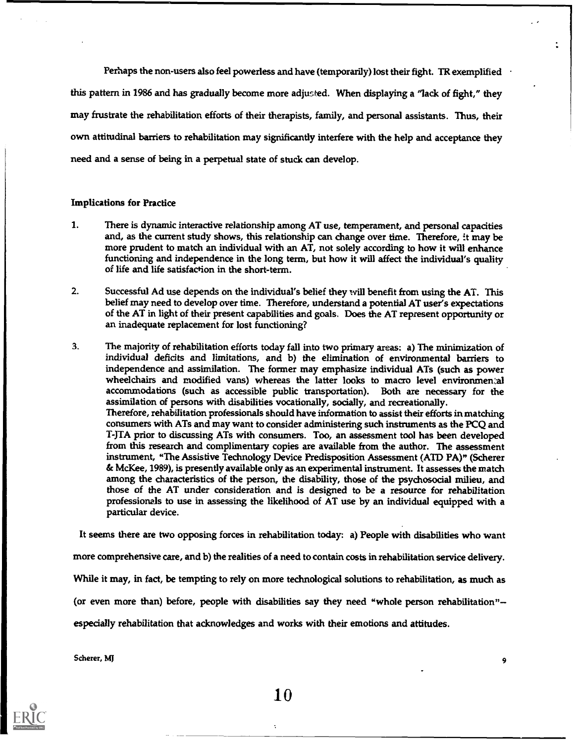Perhaps the non-users also feel powerless and have (temporarily) lost their fight. TR exemplified this pattern in 1986 and has gradually become more adjusted. When displaying a "lack of fight," they may frustrate the rehabilitation efforts of their therapists, family, and personal assistants. Thus, their own attitudinal barriers to rehabilitation may significantly interfere with the help and acceptance they need and a sense of being in a perpetual state of stuck can develop.

**Implications for Practice**

1. There is dynamic interactive relationship among AT use, temperament, and personal capacities and, as the current study shows, this relationship can change over time. Therefore, it may be more prudent to match an individual with an AT, not solely according to how it will enhance functioning and independence in the long term, but how it will affect the individual's quality of life and life satisfaction in the short-term.

2. Successful Ad use depends on the individual's belief they will benefit from using the AT. This belief may need to develop over time. Therefore, understand a potential AT user's expectations of the AT in light of their present capabilities and goals. Does the AT represent opportunity or an inadequate replacement for lost functioning?

3. The majority of rehabilitation efforts today fall into two primary areas: a) The minimization of individual deficits and limitations, and b) the elimination of environmental barriers to independence and assimilation. The former may emphasize individual ATs (such as power wheelchairs and modified vans) whereas the latter looks to macro level environmental accommodations (such as accessible public transportation). Both are necessary for the assimilation of persons with disabilities vocationally, socially, and recreationally.
   Therefore, rehabilitation professionals should have information to assist their efforts in matching consumers with ATs and may want to consider administering such instruments as the PCQ and T-JTA prior to discussing ATs with consumers. Too, an assessment tool has been developed from this research and complimentary copies are available from the author. The assessment instrument, "The Assistive Technology Device Predisposition Assessment (ATD PA)" (Scherer & McKee, 1989), is presently available only as an experimental instrument. It assesses the match among the characteristics of the person, the disability, those of the psychosocial milieu, and those of the AT under consideration and is designed to be a resource for rehabilitation professionals to use in assessing the likelihood of AT use by an individual equipped with a particular device.

It seems there are two opposing forces in rehabilitation today: a) People with disabilities who want more comprehensive care, and b) the realities of a need to contain costs in rehabilitation service delivery. While it may, in fact, be tempting to rely on more technological solutions to rehabilitation, as much as (or even more than) before, people with disabilities say they need "whole person rehabilitation"–especially rehabilitation that acknowledges and works with their emotions and attitudes.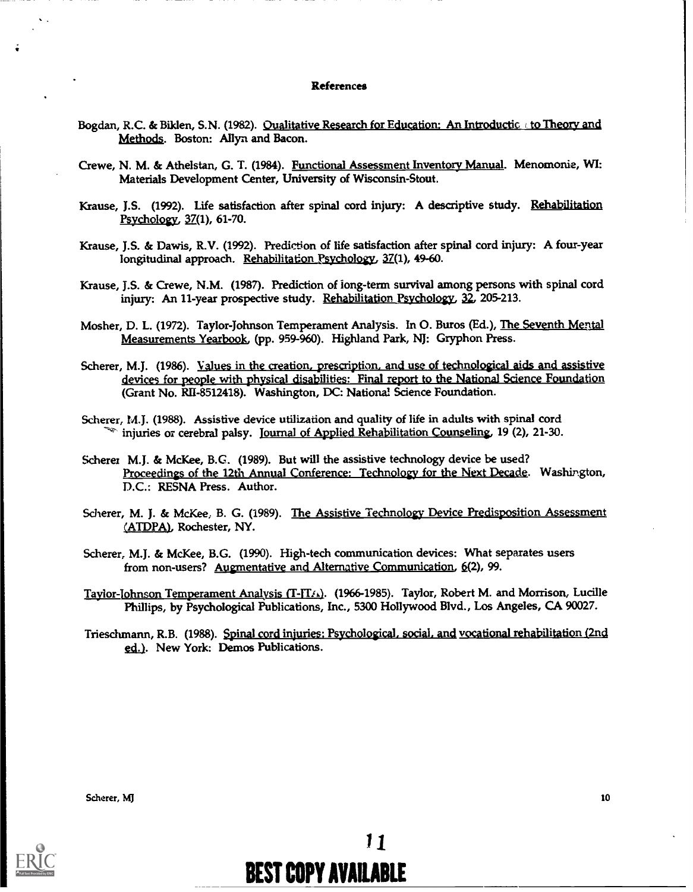# References

Bogdan, R.C. & Biklen, S.N. (1982). Qualitative Research for Education: An Introduction to Theory and Methods. Boston: Allyn and Bacon.

Crewe, N. M. & Athelstan, G. T. (1984). Functional Assessment Inventory Manual. Menomonie, WI: Materials Development Center, University of Wisconsin-Stout.

Krause, J.S. (1992). Life satisfaction after spinal cord injury: A descriptive study. Rehabilitation Psychology, 37(1), 61-70.

Krause, J.S. & Dawis, R.V. (1992). Prediction of life satisfaction after spinal cord injury: A four-year longitudinal approach. Rehabilitation Psychology, 37(1), 49-60.

Krause, J.S. & Crewe, N.M. (1987). Prediction of long-term survival among persons with spinal cord injury: An 11-year prospective study. Rehabilitation Psychology, 32, 205-213.

Mosher, D. L. (1972). Taylor-Johnson Temperament Analysis. In O. Buros (Ed.), The Seventh Mental Measurements Yearbook, (pp. 959-960). Highland Park, NJ: Gryphon Press.

Scherer, M.J. (1986). Values in the creation, prescription, and use of technological aids and assistive devices for people with physical disabilities: Final report to the National Science Foundation (Grant No. RII-8512418). Washington, DC: National Science Foundation.

Scherer, M.J. (1988). Assistive device utilization and quality of life in adults with spinal cord injuries or cerebral palsy. Journal of Applied Rehabilitation Counseling, 19 (2), 21-30.

Scherer M.J. & McKee, B.G. (1989). But will the assistive technology device be used? Proceedings of the 12th Annual Conference: Technology for the Next Decade. Washington, D.C.: RESNA Press. Author.

Scherer, M. J. & McKee, B. G. (1989). The Assistive Technology Device Predisposition Assessment (ATDPA), Rochester, NY.

Scherer, M.J. & McKee, B.G. (1990). High-tech communication devices: What separates users from non-users? Augmentative and Alternative Communication, 6(2), 99.

Taylor-Johnson Temperament Analysis (T-JTA). (1966-1985). Taylor, Robert M. and Morrison, Lucille Phillips, by Psychological Publications, Inc., 5300 Hollywood Blvd., Los Angeles, CA 90027.

Trieschmann, R.B. (1988). Spinal cord injuries: Psychological, social, and vocational rehabilitation (2nd ed.). New York: Demos Publications.

BEST COPY AVAILABLE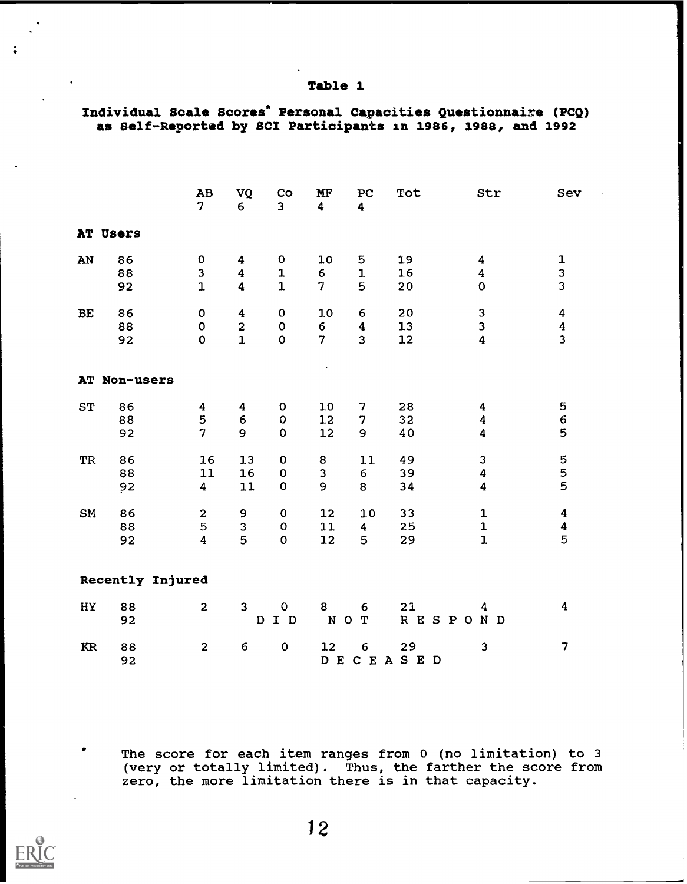# Table 1

**Individual Scale Scores* Personal Capacities Questionnaire (PCQ) as Self-Reported by SCI Participants in 1986, 1988, and 1992**

| | | AB 7 | VQ 6 | Co 3 | MF 4 | PC 4 | Tot | Str | Sev |
|---|---|---|---|---|---|---|---|---|---|
| **AT Users** | | | | | | | | | |
| AN | 86 | 0 | 4 | 0 | 10 | 5 | 19 | 4 | 1 |
| | 88 | 3 | 4 | 1 | 6 | 1 | 16 | 4 | 3 |
| | 92 | 1 | 4 | 1 | 7 | 5 | 20 | 0 | 3 |
| BE | 86 | 0 | 4 | 0 | 10 | 6 | 20 | 3 | 4 |
| | 88 | 0 | 2 | 0 | 6 | 4 | 13 | 3 | 4 |
| | 92 | 0 | 1 | 0 | 7 | 3 | 12 | 4 | 3 |
| **AT Non-users** | | | | | | | | | |
| ST | 86 | 4 | 4 | 0 | 10 | 7 | 28 | 4 | 5 |
| | 88 | 5 | 6 | 0 | 12 | 7 | 32 | 4 | 6 |
| | 92 | 7 | 9 | 0 | 12 | 9 | 40 | 4 | 5 |
| TR | 86 | 16 | 13 | 0 | 8 | 11 | 49 | 3 | 5 |
| | 88 | 11 | 16 | 0 | 3 | 6 | 39 | 4 | 5 |
| | 92 | 4 | 11 | 0 | 9 | 8 | 34 | 4 | 5 |
| SM | 86 | 2 | 9 | 0 | 12 | 10 | 33 | 1 | 4 |
| | 88 | 5 | 3 | 0 | 11 | 4 | 25 | 1 | 4 |
| | 92 | 4 | 5 | 0 | 12 | 5 | 29 | 1 | 5 |
| **Recently Injured** | | | | | | | | | |
| HY | 88 | 2 | 3 | 0 | 8 | 6 | 21 | 4 | 4 |
| | 92 | | | DID | NOT | | RESPOND | | |
| KR | 88 | 2 | 6 | 0 | 12 | 6 | 29 | 3 | 7 |
| | 92 | | | | DECEASED | | | | |

* The score for each item ranges from 0 (no limitation) to 3 (very or totally limited). Thus, the farther the score from zero, the more limitation there is in that capacity.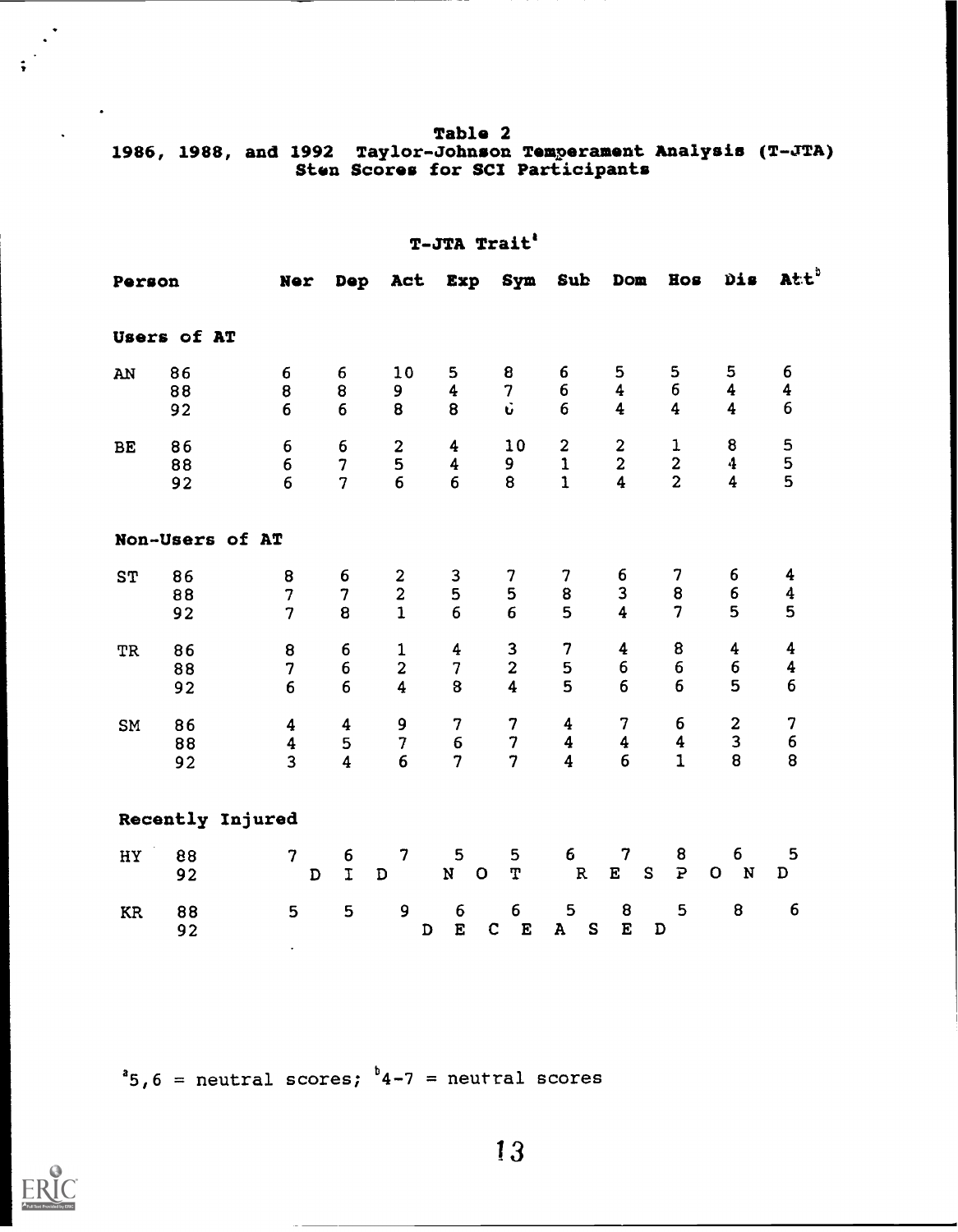**Table 2**
**1986, 1988, and 1992 Taylor-Johnson Temperament Analysis (T-JTA) Sten Scores for SCI Participants**

| Person | | Ner | Dep | Act | Exp | Sym | Sub | Dom | Hos | Dis | Att[b] |
|---|---|---|---|---|---|---|---|---|---|---|---|
| | | T-JTA Trait[a] | | | | | | | | | |
| **Users of AT** | | | | | | | | | | | |
| AN | 86 | 6 | 6 | 10 | 5 | 8 | 6 | 5 | 5 | 5 | 6 |
| | 88 | 8 | 8 | 9 | 4 | 7 | 6 | 4 | 6 | 4 | 4 |
| | 92 | 6 | 6 | 8 | 8 | 6 | 6 | 4 | 4 | 4 | 6 |
| BE | 86 | 6 | 6 | 2 | 4 | 10 | 2 | 2 | 1 | 8 | 5 |
| | 88 | 6 | 7 | 5 | 4 | 9 | 1 | 2 | 2 | 4 | 5 |
| | 92 | 6 | 7 | 6 | 6 | 8 | 1 | 4 | 2 | 4 | 5 |
| **Non-Users of AT** | | | | | | | | | | | |
| ST | 86 | 8 | 6 | 2 | 3 | 7 | 7 | 6 | 7 | 6 | 4 |
| | 88 | 7 | 7 | 2 | 5 | 5 | 8 | 3 | 8 | 6 | 4 |
| | 92 | 7 | 8 | 1 | 6 | 6 | 5 | 4 | 7 | 5 | 5 |
| TR | 86 | 8 | 6 | 1 | 4 | 3 | 7 | 4 | 8 | 4 | 4 |
| | 88 | 7 | 6 | 2 | 7 | 2 | 5 | 6 | 6 | 6 | 4 |
| | 92 | 6 | 6 | 4 | 8 | 4 | 5 | 6 | 6 | 5 | 6 |
| SM | 86 | 4 | 4 | 9 | 7 | 7 | 4 | 7 | 6 | 2 | 7 |
| | 88 | 4 | 5 | 7 | 6 | 7 | 4 | 4 | 4 | 3 | 6 |
| | 92 | 3 | 4 | 6 | 7 | 7 | 4 | 6 | 1 | 8 | 8 |
| **Recently Injured** | | | | | | | | | | | |
| HY | 88 | 7 | 6 | 7 | 5 | 5 | 6 | 7 | 8 | 6 | 5 |
| | 92 | D I D N O T R E S P O N D | | | | | | | | | |
| KR | 88 | 5 | 5 | 9 | 6 | 6 | 5 | 8 | 5 | 8 | 6 |
| | 92 | D E C E A S E D | | | | | | | | | |

[a]5,6 = neutral scores; [b]4-7 = neutral scores